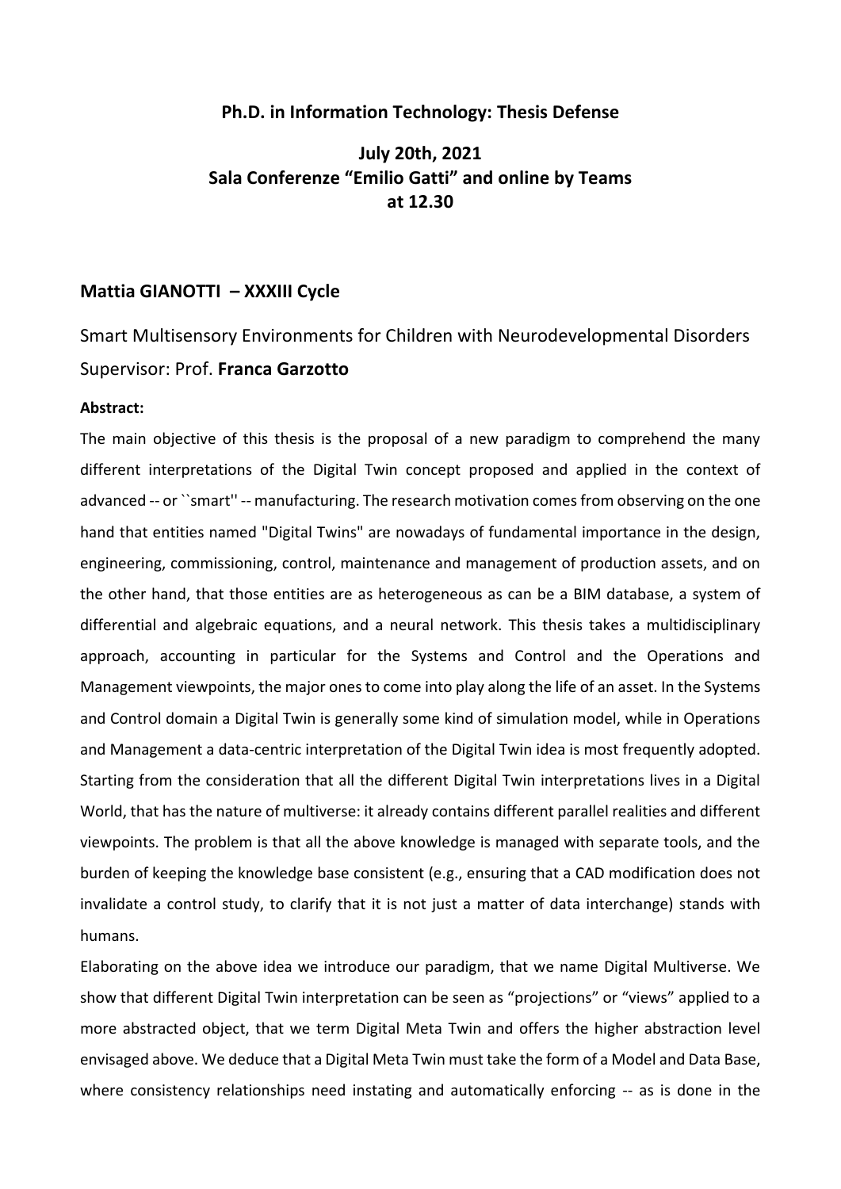**Ph.D. in Information Technology: Thesis Defense**

**July 20th, 2021**
**Sala Conferenze "Emilio Gatti" and online by Teams**
**at 12.30**

## Mattia GIANOTTI – XXXIII Cycle

Smart Multisensory Environments for Children with Neurodevelopmental Disorders

Supervisor: Prof. **Franca Garzotto**

**Abstract:**

The main objective of this thesis is the proposal of a new paradigm to comprehend the many different interpretations of the Digital Twin concept proposed and applied in the context of advanced -- or ``smart'' -- manufacturing. The research motivation comes from observing on the one hand that entities named "Digital Twins" are nowadays of fundamental importance in the design, engineering, commissioning, control, maintenance and management of production assets, and on the other hand, that those entities are as heterogeneous as can be a BIM database, a system of differential and algebraic equations, and a neural network. This thesis takes a multidisciplinary approach, accounting in particular for the Systems and Control and the Operations and Management viewpoints, the major ones to come into play along the life of an asset. In the Systems and Control domain a Digital Twin is generally some kind of simulation model, while in Operations and Management a data-centric interpretation of the Digital Twin idea is most frequently adopted. Starting from the consideration that all the different Digital Twin interpretations lives in a Digital World, that has the nature of multiverse: it already contains different parallel realities and different viewpoints. The problem is that all the above knowledge is managed with separate tools, and the burden of keeping the knowledge base consistent (e.g., ensuring that a CAD modification does not invalidate a control study, to clarify that it is not just a matter of data interchange) stands with humans.

Elaborating on the above idea we introduce our paradigm, that we name Digital Multiverse. We show that different Digital Twin interpretation can be seen as "projections" or "views" applied to a more abstracted object, that we term Digital Meta Twin and offers the higher abstraction level envisaged above. We deduce that a Digital Meta Twin must take the form of a Model and Data Base, where consistency relationships need instating and automatically enforcing -- as is done in the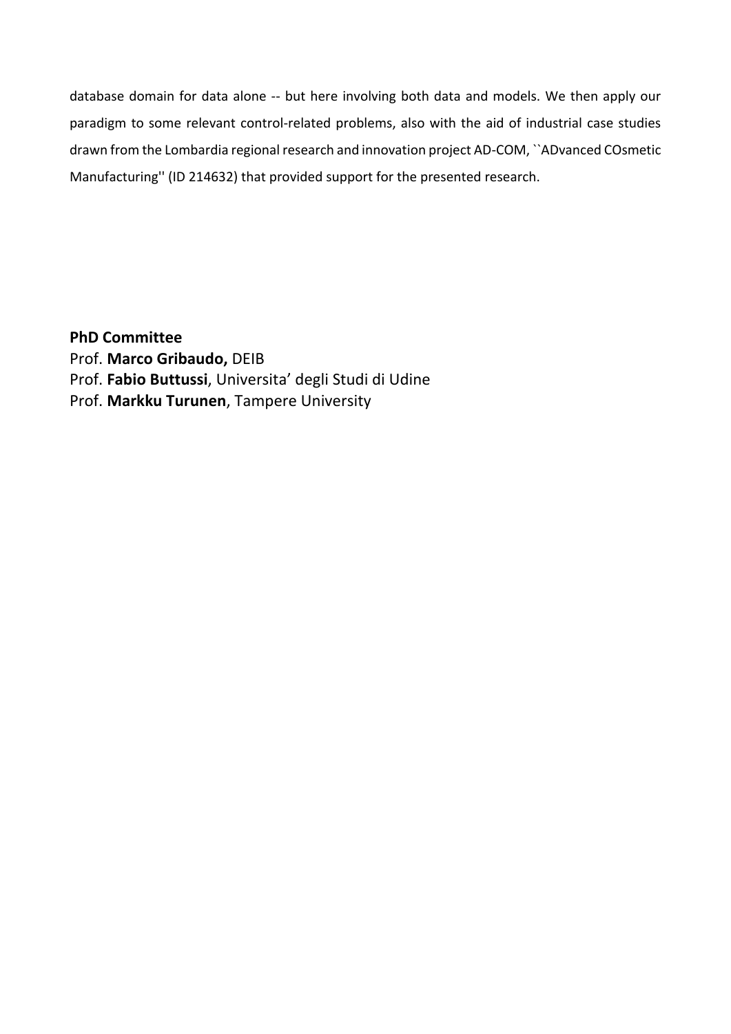database domain for data alone -- but here involving both data and models. We then apply our paradigm to some relevant control-related problems, also with the aid of industrial case studies drawn from the Lombardia regional research and innovation project AD-COM, ``ADvanced COsmetic Manufacturing'' (ID 214632) that provided support for the presented research.

**PhD Committee**
Prof. **Marco Gribaudo,** DEIB
Prof. **Fabio Buttussi**, Universita' degli Studi di Udine
Prof. **Markku Turunen**, Tampere University